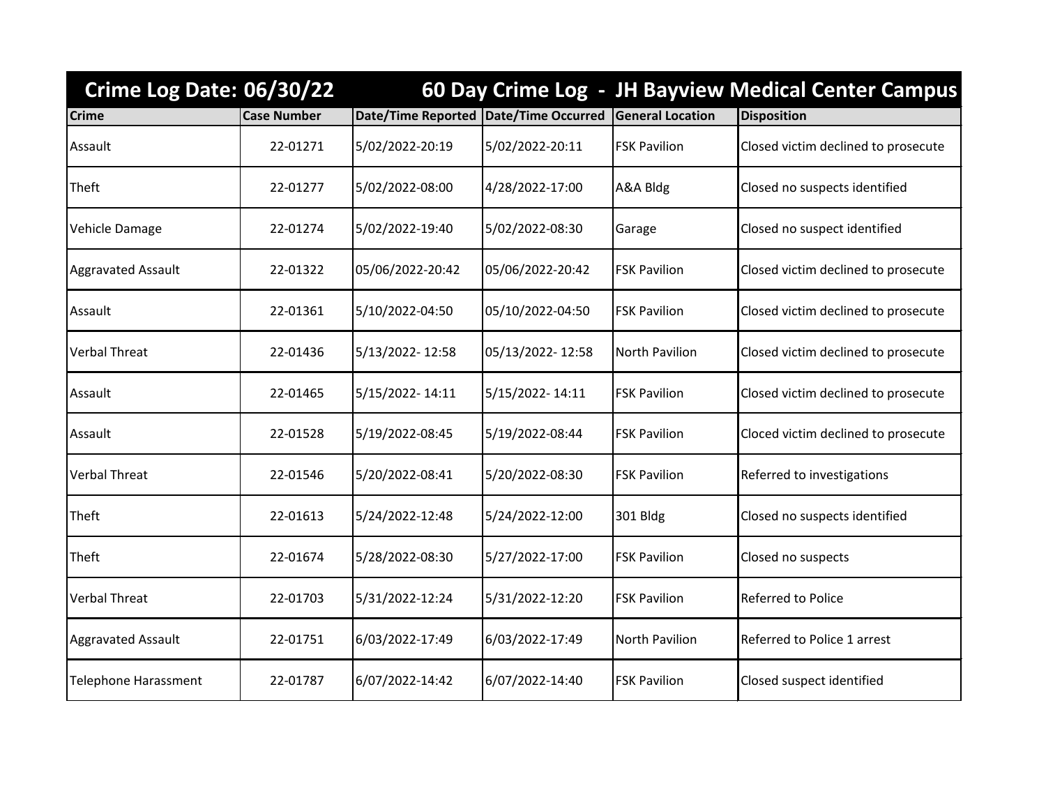# Crime Log Date: 06/30/22 — 60 Day Crime Log - JH Bayview Medical Center Campus

| Crime | Case Number | Date/Time Reported | Date/Time Occurred | General Location | Disposition |
|---|---|---|---|---|---|
| Assault | 22-01271 | 5/02/2022-20:19 | 5/02/2022-20:11 | FSK Pavilion | Closed victim declined to prosecute |
| Theft | 22-01277 | 5/02/2022-08:00 | 4/28/2022-17:00 | A&A Bldg | Closed no suspects identified |
| Vehicle Damage | 22-01274 | 5/02/2022-19:40 | 5/02/2022-08:30 | Garage | Closed no suspect identified |
| Aggravated Assault | 22-01322 | 05/06/2022-20:42 | 05/06/2022-20:42 | FSK Pavilion | Closed victim declined to prosecute |
| Assault | 22-01361 | 5/10/2022-04:50 | 05/10/2022-04:50 | FSK Pavilion | Closed victim declined to prosecute |
| Verbal Threat | 22-01436 | 5/13/2022- 12:58 | 05/13/2022- 12:58 | North Pavilion | Closed victim declined to prosecute |
| Assault | 22-01465 | 5/15/2022- 14:11 | 5/15/2022- 14:11 | FSK Pavilion | Closed victim declined to prosecute |
| Assault | 22-01528 | 5/19/2022-08:45 | 5/19/2022-08:44 | FSK Pavilion | Cloced victim declined to prosecute |
| Verbal Threat | 22-01546 | 5/20/2022-08:41 | 5/20/2022-08:30 | FSK Pavilion | Referred to investigations |
| Theft | 22-01613 | 5/24/2022-12:48 | 5/24/2022-12:00 | 301 Bldg | Closed no suspects identified |
| Theft | 22-01674 | 5/28/2022-08:30 | 5/27/2022-17:00 | FSK Pavilion | Closed no suspects |
| Verbal Threat | 22-01703 | 5/31/2022-12:24 | 5/31/2022-12:20 | FSK Pavilion | Referred to Police |
| Aggravated Assault | 22-01751 | 6/03/2022-17:49 | 6/03/2022-17:49 | North Pavilion | Referred to Police 1 arrest |
| Telephone Harassment | 22-01787 | 6/07/2022-14:42 | 6/07/2022-14:40 | FSK Pavilion | Closed suspect identified |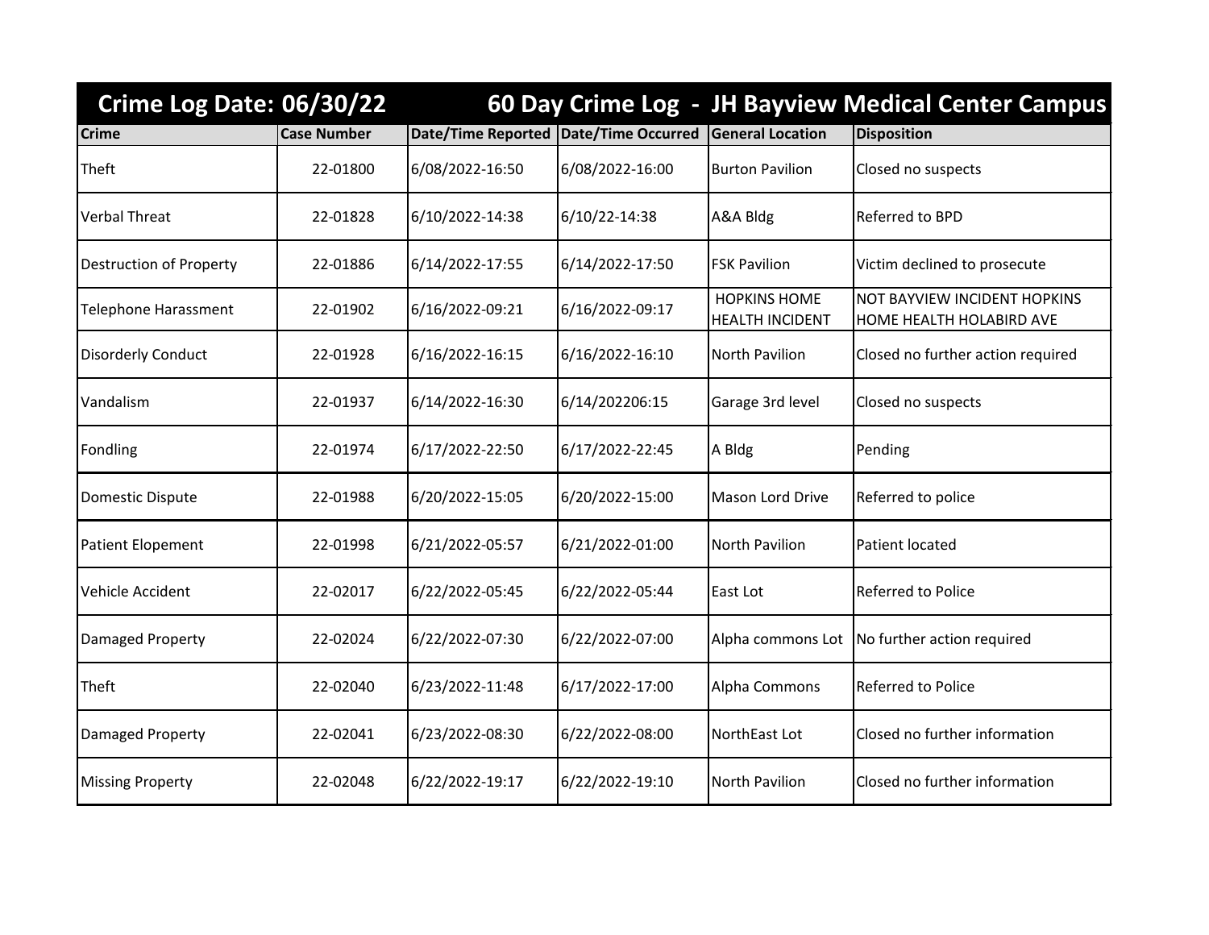| Crime Log Date: 06/30/22 | 60 Day Crime Log - JH Bayview Medical Center Campus | | | | |
|---|---|---|---|---|---|
| **Crime** | **Case Number** | **Date/Time Reported** | **Date/Time Occurred** | **General Location** | **Disposition** |
| Theft | 22-01800 | 6/08/2022-16:50 | 6/08/2022-16:00 | Burton Pavilion | Closed no suspects |
| Verbal Threat | 22-01828 | 6/10/2022-14:38 | 6/10/22-14:38 | A&A Bldg | Referred to BPD |
| Destruction of Property | 22-01886 | 6/14/2022-17:55 | 6/14/2022-17:50 | FSK Pavilion | Victim declined to prosecute |
| Telephone Harassment | 22-01902 | 6/16/2022-09:21 | 6/16/2022-09:17 | HOPKINS HOME HEALTH INCIDENT | NOT BAYVIEW INCIDENT HOPKINS HOME HEALTH HOLABIRD AVE |
| Disorderly Conduct | 22-01928 | 6/16/2022-16:15 | 6/16/2022-16:10 | North Pavilion | Closed no further action required |
| Vandalism | 22-01937 | 6/14/2022-16:30 | 6/14/202206:15 | Garage 3rd level | Closed no suspects |
| Fondling | 22-01974 | 6/17/2022-22:50 | 6/17/2022-22:45 | A Bldg | Pending |
| Domestic Dispute | 22-01988 | 6/20/2022-15:05 | 6/20/2022-15:00 | Mason Lord Drive | Referred to police |
| Patient Elopement | 22-01998 | 6/21/2022-05:57 | 6/21/2022-01:00 | North Pavilion | Patient located |
| Vehicle Accident | 22-02017 | 6/22/2022-05:45 | 6/22/2022-05:44 | East Lot | Referred to Police |
| Damaged Property | 22-02024 | 6/22/2022-07:30 | 6/22/2022-07:00 | Alpha commons Lot | No further action required |
| Theft | 22-02040 | 6/23/2022-11:48 | 6/17/2022-17:00 | Alpha Commons | Referred to Police |
| Damaged Property | 22-02041 | 6/23/2022-08:30 | 6/22/2022-08:00 | NorthEast Lot | Closed no further information |
| Missing Property | 22-02048 | 6/22/2022-19:17 | 6/22/2022-19:10 | North Pavilion | Closed no further information |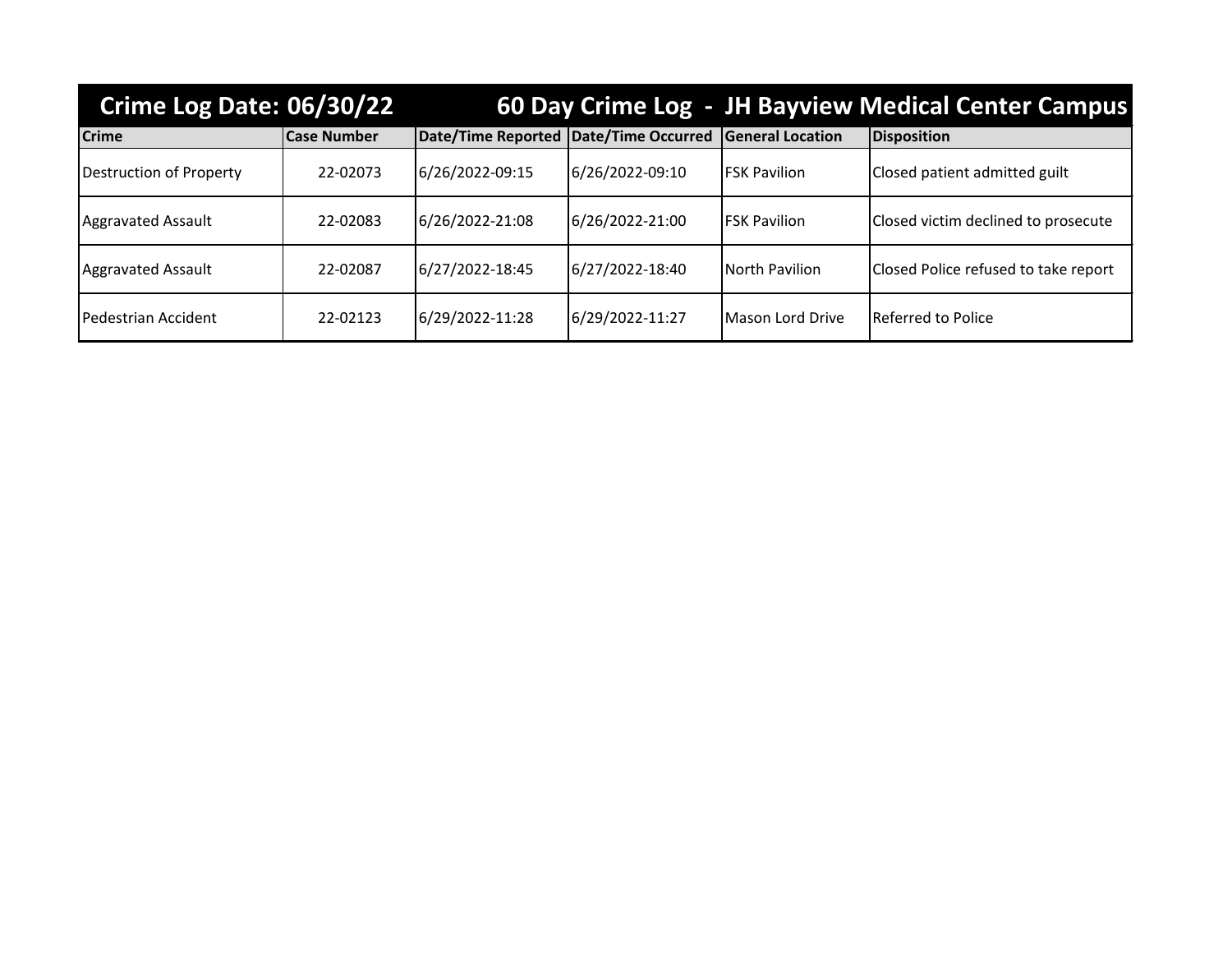| Crime Log Date: 06/30/22 | | 60 Day Crime Log - JH Bayview Medical Center Campus | | | |
|---|---|---|---|---|---|
| **Crime** | **Case Number** | **Date/Time Reported** | **Date/Time Occurred** | **General Location** | **Disposition** |
| Destruction of Property | 22-02073 | 6/26/2022-09:15 | 6/26/2022-09:10 | FSK Pavilion | Closed patient admitted guilt |
| Aggravated Assault | 22-02083 | 6/26/2022-21:08 | 6/26/2022-21:00 | FSK Pavilion | Closed victim declined to prosecute |
| Aggravated Assault | 22-02087 | 6/27/2022-18:45 | 6/27/2022-18:40 | North Pavilion | Closed Police refused to take report |
| Pedestrian Accident | 22-02123 | 6/29/2022-11:28 | 6/29/2022-11:27 | Mason Lord Drive | Referred to Police |